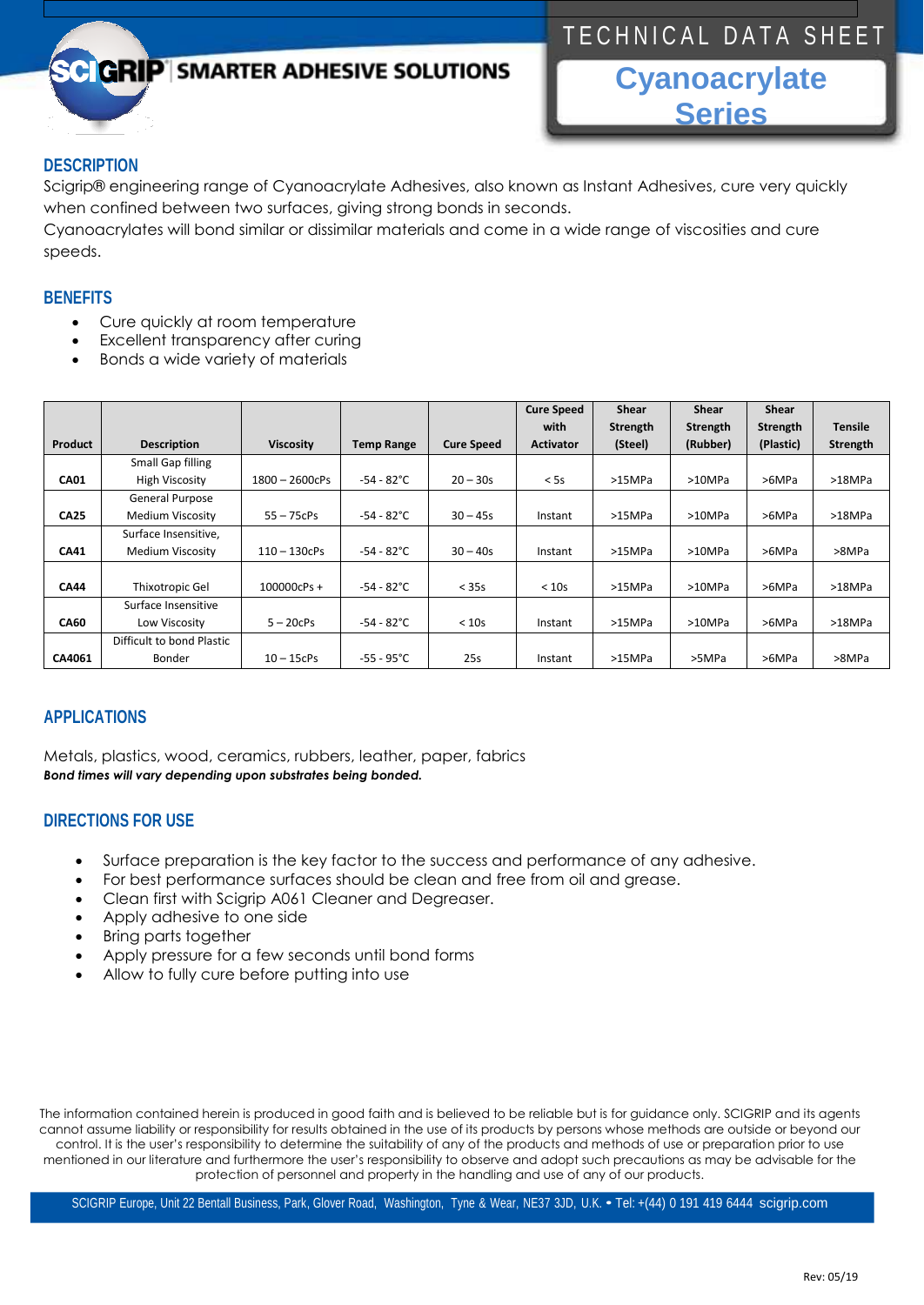SCIGRIP | SMARTER ADHESIVE SOLUTIONS

TECHNICAL DATA SHEET

# Cyanoacrylate Series

## DESCRIPTION

Scigrip® engineering range of Cyanoacrylate Adhesives, also known as Instant Adhesives, cure very quickly when confined between two surfaces, giving strong bonds in seconds.
Cyanoacrylates will bond similar or dissimilar materials and come in a wide range of viscosities and cure speeds.

## BENEFITS

- Cure quickly at room temperature
- Excellent transparency after curing
- Bonds a wide variety of materials

| Product | Description | Viscosity | Temp Range | Cure Speed | Cure Speed with Activator | Shear Strength (Steel) | Shear Strength (Rubber) | Shear Strength (Plastic) | Tensile Strength |
|---|---|---|---|---|---|---|---|---|---|
| CA01 | Small Gap filling High Viscosity | 1800 – 2600cPs | -54 - 82°C | 20 – 30s | < 5s | >15MPa | >10MPa | >6MPa | >18MPa |
| CA25 | General Purpose Medium Viscosity | 55 – 75cPs | -54 - 82°C | 30 – 45s | Instant | >15MPa | >10MPa | >6MPa | >18MPa |
| CA41 | Surface Insensitive, Medium Viscosity | 110 – 130cPs | -54 - 82°C | 30 – 40s | Instant | >15MPa | >10MPa | >6MPa | >8MPa |
| CA44 | Thixotropic Gel | 100000cPs + | -54 - 82°C | < 35s | < 10s | >15MPa | >10MPa | >6MPa | >18MPa |
| CA60 | Surface Insensitive Low Viscosity | 5 – 20cPs | -54 - 82°C | < 10s | Instant | >15MPa | >10MPa | >6MPa | >18MPa |
| CA4061 | Difficult to bond Plastic Bonder | 10 – 15cPs | -55 - 95°C | 25s | Instant | >15MPa | >5MPa | >6MPa | >8MPa |

## APPLICATIONS

Metals, plastics, wood, ceramics, rubbers, leather, paper, fabrics
***Bond times will vary depending upon substrates being bonded.***

## DIRECTIONS FOR USE

- Surface preparation is the key factor to the success and performance of any adhesive.
- For best performance surfaces should be clean and free from oil and grease.
- Clean first with Scigrip A061 Cleaner and Degreaser.
- Apply adhesive to one side
- Bring parts together
- Apply pressure for a few seconds until bond forms
- Allow to fully cure before putting into use

The information contained herein is produced in good faith and is believed to be reliable but is for guidance only. SCIGRIP and its agents cannot assume liability or responsibility for results obtained in the use of its products by persons whose methods are outside or beyond our control. It is the user's responsibility to determine the suitability of any of the products and methods of use or preparation prior to use mentioned in our literature and furthermore the user's responsibility to observe and adopt such precautions as may be advisable for the protection of personnel and property in the handling and use of any of our products.

SCIGRIP Europe, Unit 22 Bentall Business, Park, Glover Road, Washington, Tyne & Wear, NE37 3JD, U.K. • Tel: +(44) 0 191 419 6444 scigrip.com

Rev: 05/19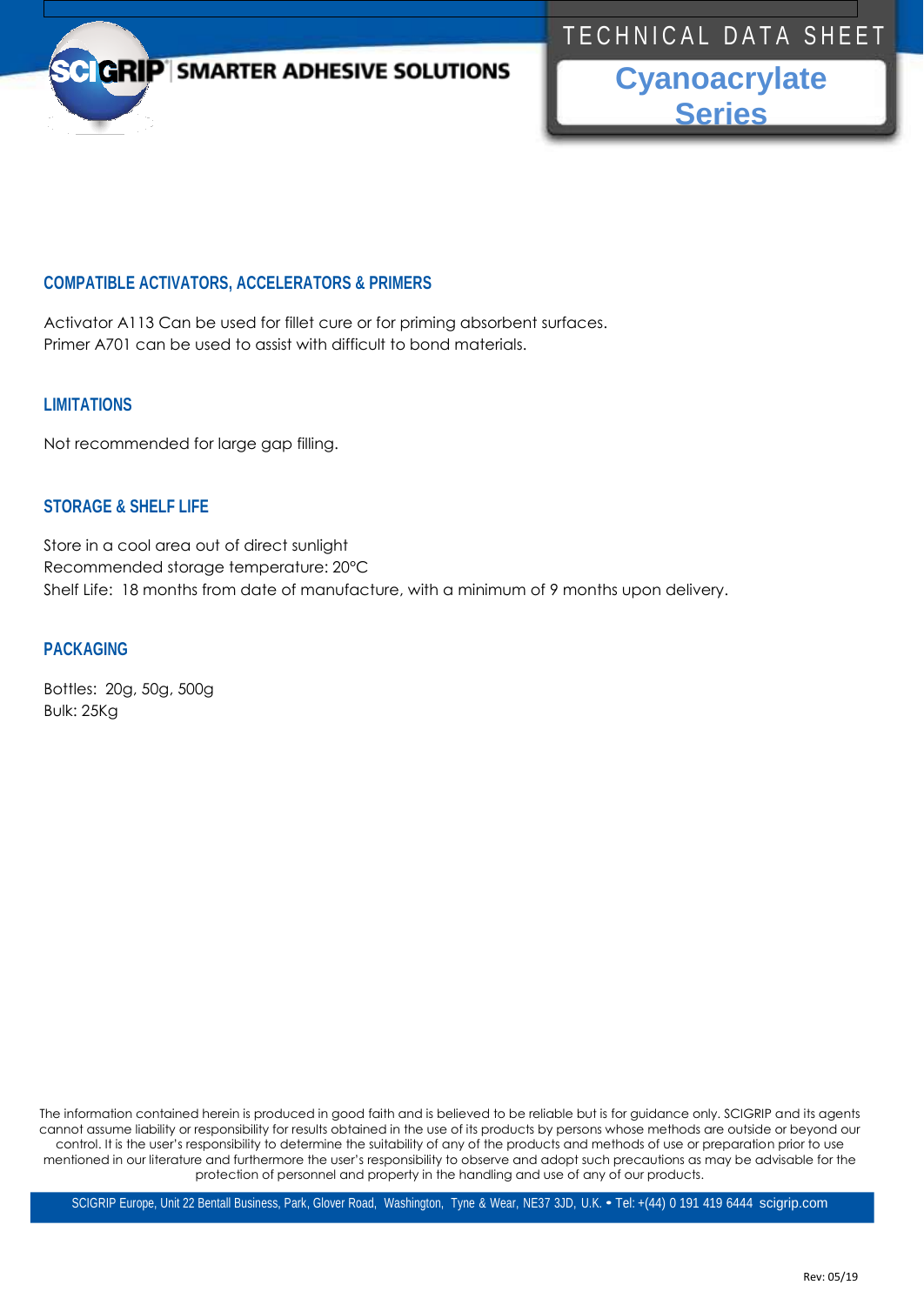## COMPATIBLE ACTIVATORS, ACCELERATORS & PRIMERS

Activator A113 Can be used for fillet cure or for priming absorbent surfaces.
Primer A701 can be used to assist with difficult to bond materials.

## LIMITATIONS

Not recommended for large gap filling.

## STORAGE & SHELF LIFE

Store in a cool area out of direct sunlight
Recommended storage temperature: 20°C
Shelf Life: 18 months from date of manufacture, with a minimum of 9 months upon delivery.

## PACKAGING

Bottles: 20g, 50g, 500g
Bulk: 25Kg

The information contained herein is produced in good faith and is believed to be reliable but is for guidance only. SCIGRIP and its agents cannot assume liability or responsibility for results obtained in the use of its products by persons whose methods are outside or beyond our control. It is the user's responsibility to determine the suitability of any of the products and methods of use or preparation prior to use mentioned in our literature and furthermore the user's responsibility to observe and adopt such precautions as may be advisable for the protection of personnel and property in the handling and use of any of our products.

SCIGRIP Europe, Unit 22 Bentall Business, Park, Glover Road, Washington, Tyne & Wear, NE37 3JD, U.K. • Tel: +(44) 0 191 419 6444 scigrip.com

Rev: 05/19